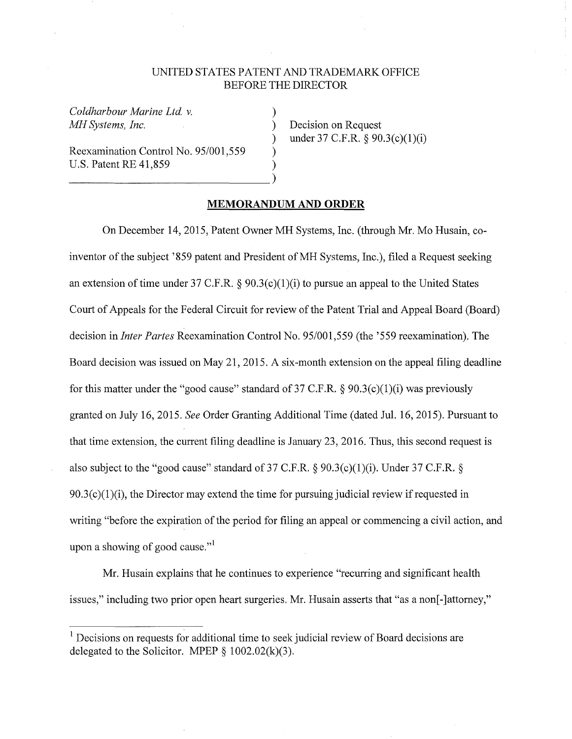UNITED STATES PATENT AND TRADEMARK OFFICE
BEFORE THE DIRECTOR

*Coldharbour Marine Ltd. v. MH Systems, Inc.*

Reexamination Control No. 95/001,559
U.S. Patent RE 41,859

Decision on Request under 37 C.F.R. § 90.3(c)(1)(i)

**MEMORANDUM AND ORDER**

On December 14, 2015, Patent Owner MH Systems, Inc. (through Mr. Mo Husain, co-inventor of the subject '859 patent and President of MH Systems, Inc.), filed a Request seeking an extension of time under 37 C.F.R. § 90.3(c)(1)(i) to pursue an appeal to the United States Court of Appeals for the Federal Circuit for review of the Patent Trial and Appeal Board (Board) decision in *Inter Partes* Reexamination Control No. 95/001,559 (the '559 reexamination). The Board decision was issued on May 21, 2015. A six-month extension on the appeal filing deadline for this matter under the "good cause" standard of 37 C.F.R. § 90.3(c)(1)(i) was previously granted on July 16, 2015. *See* Order Granting Additional Time (dated Jul. 16, 2015). Pursuant to that time extension, the current filing deadline is January 23, 2016. Thus, this second request is also subject to the "good cause" standard of 37 C.F.R. § 90.3(c)(1)(i). Under 37 C.F.R. § 90.3(c)(1)(i), the Director may extend the time for pursuing judicial review if requested in writing "before the expiration of the period for filing an appeal or commencing a civil action, and upon a showing of good cause."[1]

Mr. Husain explains that he continues to experience "recurring and significant health issues," including two prior open heart surgeries. Mr. Husain asserts that "as a non[-]attorney,"

[1] Decisions on requests for additional time to seek judicial review of Board decisions are delegated to the Solicitor. MPEP § 1002.02(k)(3).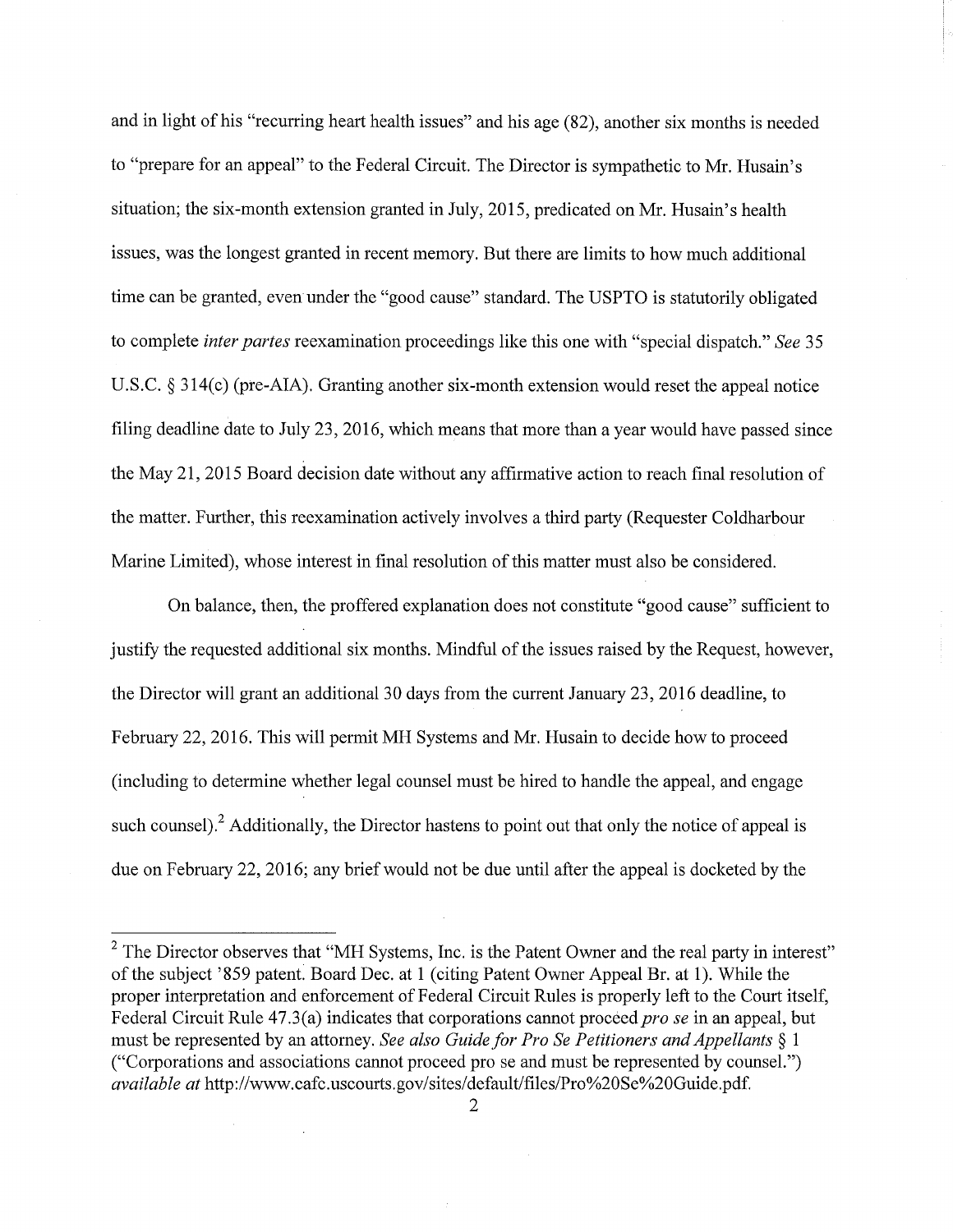and in light of his "recurring heart health issues" and his age (82), another six months is needed to "prepare for an appeal" to the Federal Circuit. The Director is sympathetic to Mr. Husain's situation; the six-month extension granted in July, 2015, predicated on Mr. Husain's health issues, was the longest granted in recent memory. But there are limits to how much additional time can be granted, even under the "good cause" standard. The USPTO is statutorily obligated to complete *inter partes* reexamination proceedings like this one with "special dispatch." *See* 35 U.S.C. § 314(c) (pre-AIA). Granting another six-month extension would reset the appeal notice filing deadline date to July 23, 2016, which means that more than a year would have passed since the May 21, 2015 Board decision date without any affirmative action to reach final resolution of the matter. Further, this reexamination actively involves a third party (Requester Coldharbour Marine Limited), whose interest in final resolution of this matter must also be considered.

On balance, then, the proffered explanation does not constitute "good cause" sufficient to justify the requested additional six months. Mindful of the issues raised by the Request, however, the Director will grant an additional 30 days from the current January 23, 2016 deadline, to February 22, 2016. This will permit MH Systems and Mr. Husain to decide how to proceed (including to determine whether legal counsel must be hired to handle the appeal, and engage such counsel).[2] Additionally, the Director hastens to point out that only the notice of appeal is due on February 22, 2016; any brief would not be due until after the appeal is docketed by the

---

[2] The Director observes that "MH Systems, Inc. is the Patent Owner and the real party in interest" of the subject '859 patent. Board Dec. at 1 (citing Patent Owner Appeal Br. at 1). While the proper interpretation and enforcement of Federal Circuit Rules is properly left to the Court itself, Federal Circuit Rule 47.3(a) indicates that corporations cannot proceed *pro se* in an appeal, but must be represented by an attorney. *See also Guide for Pro Se Petitioners and Appellants* § 1 ("Corporations and associations cannot proceed pro se and must be represented by counsel.") *available at* http://www.cafc.uscourts.gov/sites/default/files/Pro%20Se%20Guide.pdf.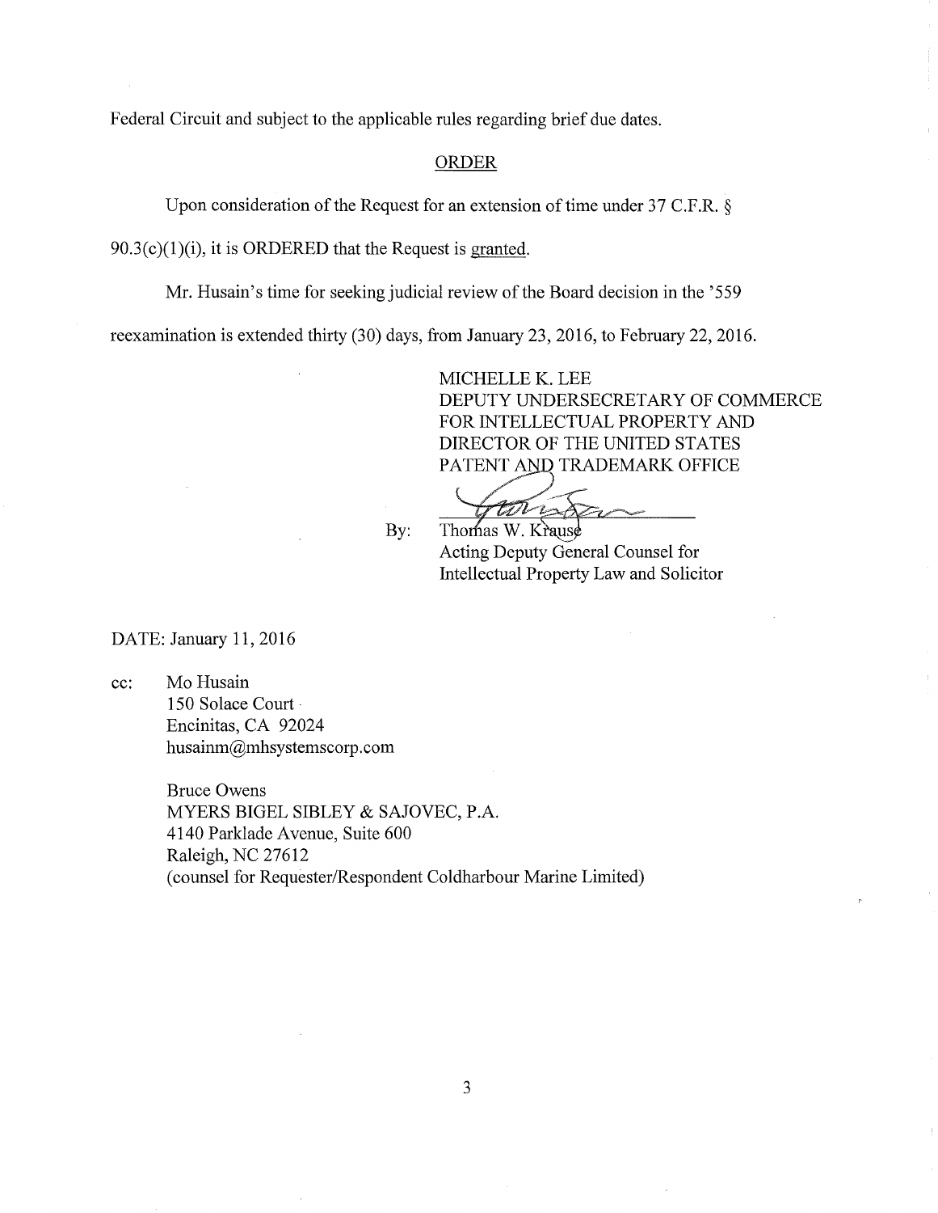Federal Circuit and subject to the applicable rules regarding brief due dates.

## ORDER

Upon consideration of the Request for an extension of time under 37 C.F.R. § 90.3(c)(1)(i), it is ORDERED that the Request is granted.

Mr. Husain's time for seeking judicial review of the Board decision in the '559 reexamination is extended thirty (30) days, from January 23, 2016, to February 22, 2016.

MICHELLE K. LEE
DEPUTY UNDERSECRETARY OF COMMERCE
FOR INTELLECTUAL PROPERTY AND
DIRECTOR OF THE UNITED STATES
PATENT AND TRADEMARK OFFICE

By: Thomas W. Krause
Acting Deputy General Counsel for
Intellectual Property Law and Solicitor

DATE: January 11, 2016

cc: Mo Husain
150 Solace Court
Encinitas, CA 92024
husainm@mhsystemscorp.com

Bruce Owens
MYERS BIGEL SIBLEY & SAJOVEC, P.A.
4140 Parklade Avenue, Suite 600
Raleigh, NC 27612
(counsel for Requester/Respondent Coldharbour Marine Limited)